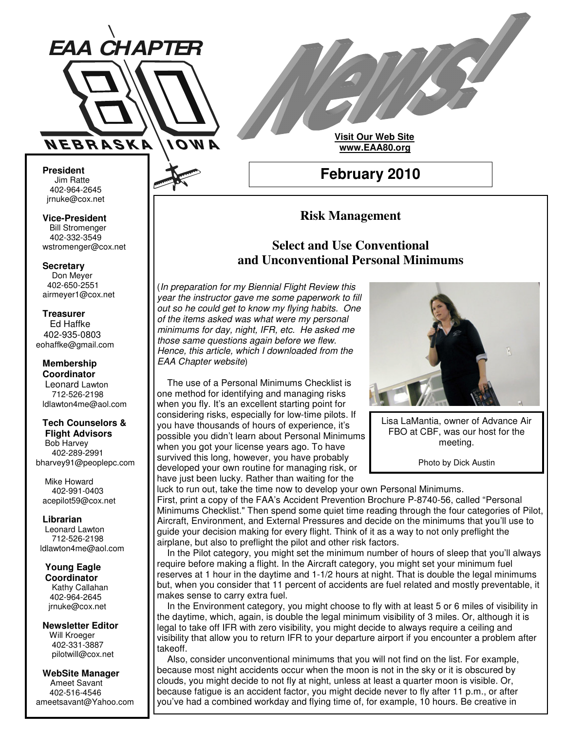# EAA CHAPTER 80 NEBRASKA IOWA

# News!

**Visit Our Web Site**
**www.EAA80.org**

## February 2010

**President**
Jim Ratte
402-964-2645
jrnuke@cox.net

**Vice-President**
Bill Stromenger
402-332-3549
wstromenger@cox.net

**Secretary**
Don Meyer
402-650-2551
airmeyer1@cox.net

**Treasurer**
Ed Haffke
402-935-0803
eohaffke@gmail.com

**Membership Coordinator**
Leonard Lawton
712-526-2198
ldlawton4me@aol.com

**Tech Counselors & Flight Advisors**
Bob Harvey
402-289-2991
bharvey91@peoplepc.com

Mike Howard
402-991-0403
acepilot59@cox.net

**Librarian**
Leonard Lawton
712-526-2198
ldlawton4me@aol.com

**Young Eagle Coordinator**
Kathy Callahan
402-964-2645
jrnuke@cox.net

**Newsletter Editor**
Will Kroeger
402-331-3887
pilotwill@cox.net

**WebSite Manager**
Ameet Savant
402-516-4546
ameetsavant@Yahoo.com

## Risk Management

### Select and Use Conventional and Unconventional Personal Minimums

(*In preparation for my Biennial Flight Review this year the instructor gave me some paperwork to fill out so he could get to know my flying habits. One of the items asked was what were my personal minimums for day, night, IFR, etc. He asked me those same questions again before we flew. Hence, this article, which I downloaded from the EAA Chapter website*)

Lisa LaMantia, owner of Advance Air FBO at CBF, was our host for the meeting.

Photo by Dick Austin

The use of a Personal Minimums Checklist is one method for identifying and managing risks when you fly. It's an excellent starting point for considering risks, especially for low-time pilots. If you have thousands of hours of experience, it's possible you didn't learn about Personal Minimums when you got your license years ago. To have survived this long, however, you have probably developed your own routine for managing risk, or have just been lucky. Rather than waiting for the luck to run out, take the time now to develop your own Personal Minimums.
First, print a copy of the FAA's Accident Prevention Brochure P-8740-56, called "Personal Minimums Checklist." Then spend some quiet time reading through the four categories of Pilot, Aircraft, Environment, and External Pressures and decide on the minimums that you'll use to guide your decision making for every flight. Think of it as a way to not only preflight the airplane, but also to preflight the pilot and other risk factors.

In the Pilot category, you might set the minimum number of hours of sleep that you'll always require before making a flight. In the Aircraft category, you might set your minimum fuel reserves at 1 hour in the daytime and 1-1/2 hours at night. That is double the legal minimums but, when you consider that 11 percent of accidents are fuel related and mostly preventable, it makes sense to carry extra fuel.

In the Environment category, you might choose to fly with at least 5 or 6 miles of visibility in the daytime, which, again, is double the legal minimum visibility of 3 miles. Or, although it is legal to take off IFR with zero visibility, you might decide to always require a ceiling and visibility that allow you to return IFR to your departure airport if you encounter a problem after takeoff.

Also, consider unconventional minimums that you will not find on the list. For example, because most night accidents occur when the moon is not in the sky or it is obscured by clouds, you might decide to not fly at night, unless at least a quarter moon is visible. Or, because fatigue is an accident factor, you might decide never to fly after 11 p.m., or after you've had a combined workday and flying time of, for example, 10 hours. Be creative in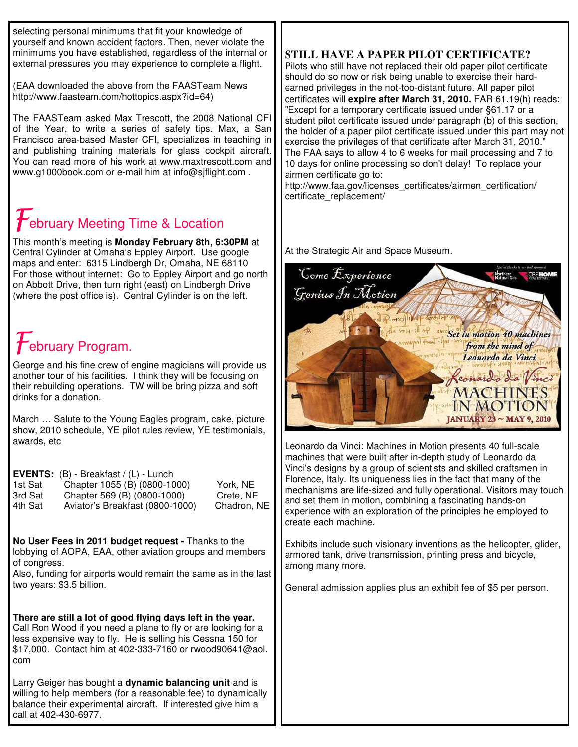selecting personal minimums that fit your knowledge of yourself and known accident factors. Then, never violate the minimums you have established, regardless of the internal or external pressures you may experience to complete a flight.

(EAA downloaded the above from the FAASTeam News http://www.faasteam.com/hottopics.aspx?id=64)

The FAASTeam asked Max Trescott, the 2008 National CFI of the Year, to write a series of safety tips. Max, a San Francisco area-based Master CFI, specializes in teaching in and publishing training materials for glass cockpit aircraft. You can read more of his work at www.maxtrescott.com and www.g1000book.com or e-mail him at info@sjflight.com .

## February Meeting Time & Location

This month's meeting is **Monday February 8th, 6:30PM** at Central Cylinder at Omaha's Eppley Airport. Use google maps and enter: 6315 Lindbergh Dr, Omaha, NE 68110
For those without internet: Go to Eppley Airport and go north on Abbott Drive, then turn right (east) on Lindbergh Drive (where the post office is). Central Cylinder is on the left.

## February Program.

George and his fine crew of engine magicians will provide us another tour of his facilities. I think they will be focusing on their rebuilding operations. TW will be bring pizza and soft drinks for a donation.

March … Salute to the Young Eagles program, cake, picture show, 2010 schedule, YE pilot rules review, YE testimonials, awards, etc

**EVENTS:** (B) - Breakfast / (L) - Lunch

| | | |
|---|---|---|
| 1st Sat | Chapter 1055 (B) (0800-1000) | York, NE |
| 3rd Sat | Chapter 569 (B) (0800-1000) | Crete, NE |
| 4th Sat | Aviator's Breakfast (0800-1000) | Chadron, NE |

**No User Fees in 2011 budget request -** Thanks to the lobbying of AOPA, EAA, other aviation groups and members of congress.
Also, funding for airports would remain the same as in the last two years: $3.5 billion.

**There are still a lot of good flying days left in the year.** Call Ron Wood if you need a plane to fly or are looking for a less expensive way to fly. He is selling his Cessna 150 for $17,000. Contact him at 402-333-7160 or rwood90641@aol.com

Larry Geiger has bought a **dynamic balancing unit** and is willing to help members (for a reasonable fee) to dynamically balance their experimental aircraft. If interested give him a call at 402-430-6977.

## STILL HAVE A PAPER PILOT CERTIFICATE?

Pilots who still have not replaced their old paper pilot certificate should do so now or risk being unable to exercise their hard-earned privileges in the not-too-distant future. All paper pilot certificates will **expire after March 31, 2010.** FAR 61.19(h) reads: "Except for a temporary certificate issued under §61.17 or a student pilot certificate issued under paragraph (b) of this section, the holder of a paper pilot certificate issued under this part may not exercise the privileges of that certificate after March 31, 2010." The FAA says to allow 4 to 6 weeks for mail processing and 7 to 10 days for online processing so don't delay! To replace your airmen certificate go to:
http://www.faa.gov/licenses_certificates/airmen_certification/certificate_replacement/

At the Strategic Air and Space Museum.

Come Experience Genius In Motion

Set in motion 40 machines from the mind of Leonardo da Vinci

Leonardo da Vinci MACHINES IN MOTION

JANUARY 23 ~ MAY 9, 2010

Leonardo da Vinci: Machines in Motion presents 40 full-scale machines that were built after in-depth study of Leonardo da Vinci's designs by a group of scientists and skilled craftsmen in Florence, Italy. Its uniqueness lies in the fact that many of the mechanisms are life-sized and fully operational. Visitors may touch and set them in motion, combining a fascinating hands-on experience with an exploration of the principles he employed to create each machine.

Exhibits include such visionary inventions as the helicopter, glider, armored tank, drive transmission, printing press and bicycle, among many more.

General admission applies plus an exhibit fee of $5 per person.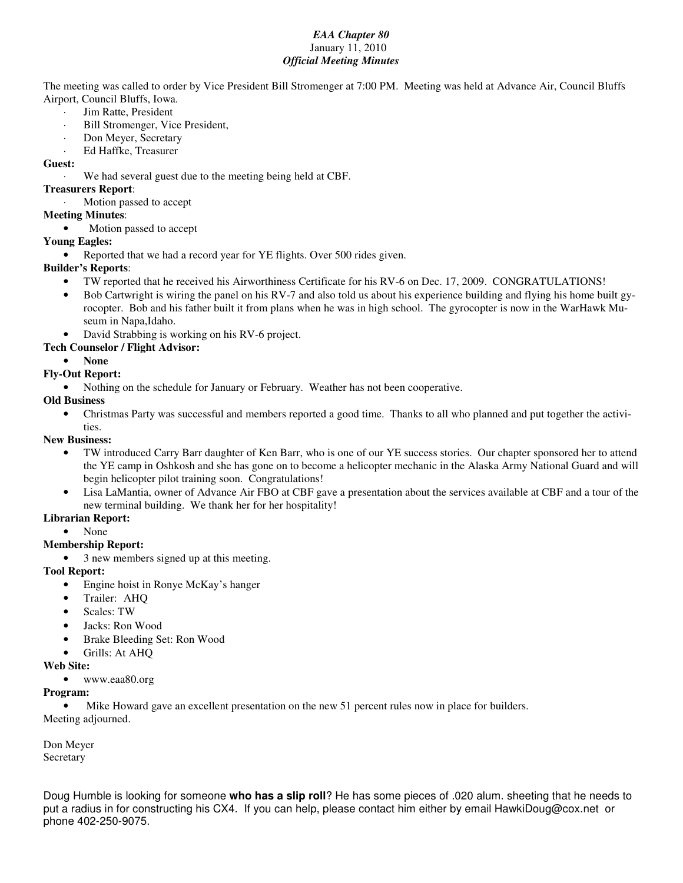***EAA Chapter 80***
January 11, 2010
***Official Meeting Minutes***

The meeting was called to order by Vice President Bill Stromenger at 7:00 PM. Meeting was held at Advance Air, Council Bluffs Airport, Council Bluffs, Iowa.

- Jim Ratte, President
- Bill Stromenger, Vice President,
- Don Meyer, Secretary
- Ed Haffke, Treasurer

**Guest:**

- We had several guest due to the meeting being held at CBF.

**Treasurers Report**:

- Motion passed to accept

**Meeting Minutes**:

- Motion passed to accept

**Young Eagles:**

- Reported that we had a record year for YE flights. Over 500 rides given.

**Builder's Reports**:

- TW reported that he received his Airworthiness Certificate for his RV-6 on Dec. 17, 2009. CONGRATULATIONS!
- Bob Cartwright is wiring the panel on his RV-7 and also told us about his experience building and flying his home built gyrocopter. Bob and his father built it from plans when he was in high school. The gyrocopter is now in the WarHawk Museum in Napa,Idaho.
- David Strabbing is working on his RV-6 project.

**Tech Counselor / Flight Advisor:**

- **None**

**Fly-Out Report:**

- Nothing on the schedule for January or February. Weather has not been cooperative.

**Old Business**

- Christmas Party was successful and members reported a good time. Thanks to all who planned and put together the activities.

**New Business:**

- TW introduced Carry Barr daughter of Ken Barr, who is one of our YE success stories. Our chapter sponsored her to attend the YE camp in Oshkosh and she has gone on to become a helicopter mechanic in the Alaska Army National Guard and will begin helicopter pilot training soon. Congratulations!
- Lisa LaMantia, owner of Advance Air FBO at CBF gave a presentation about the services available at CBF and a tour of the new terminal building. We thank her for her hospitality!

**Librarian Report:**

- None

**Membership Report:**

- 3 new members signed up at this meeting.

**Tool Report:**

- Engine hoist in Ronye McKay's hanger
- Trailer: AHQ
- Scales: TW
- Jacks: Ron Wood
- Brake Bleeding Set: Ron Wood
- Grills: At AHQ

**Web Site:**

- www.eaa80.org

**Program:**

- Mike Howard gave an excellent presentation on the new 51 percent rules now in place for builders.

Meeting adjourned.

Don Meyer
Secretary

Doug Humble is looking for someone **who has a slip roll**? He has some pieces of .020 alum. sheeting that he needs to put a radius in for constructing his CX4. If you can help, please contact him either by email HawkiDoug@cox.net or phone 402-250-9075.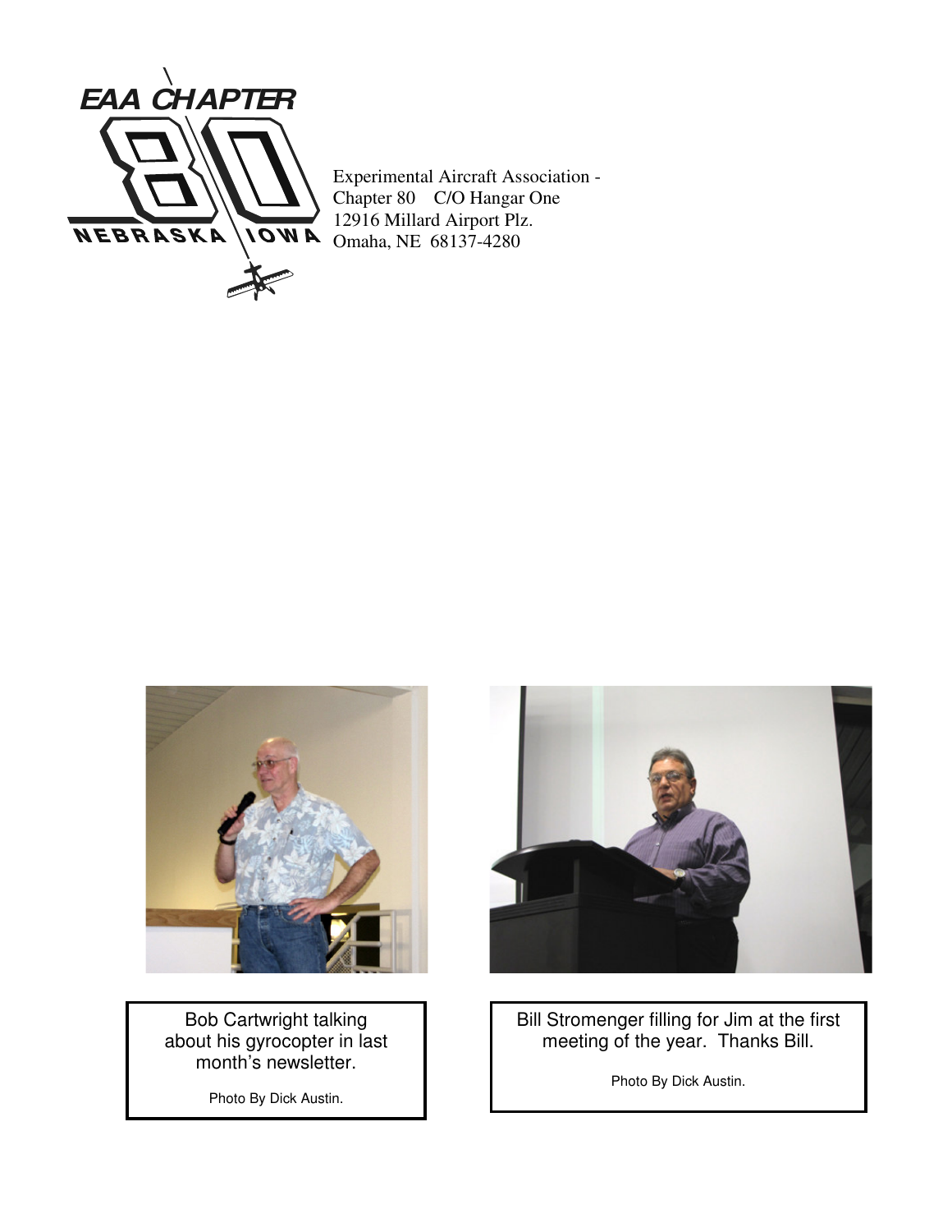EAA CHAPTER 80 NEBRASKA IOWA

Experimental Aircraft Association -
Chapter 80 C/O Hangar One
12916 Millard Airport Plz.
Omaha, NE 68137-4280

Bob Cartwright talking about his gyrocopter in last month's newsletter.

Photo By Dick Austin.

Bill Stromenger filling for Jim at the first meeting of the year. Thanks Bill.

Photo By Dick Austin.